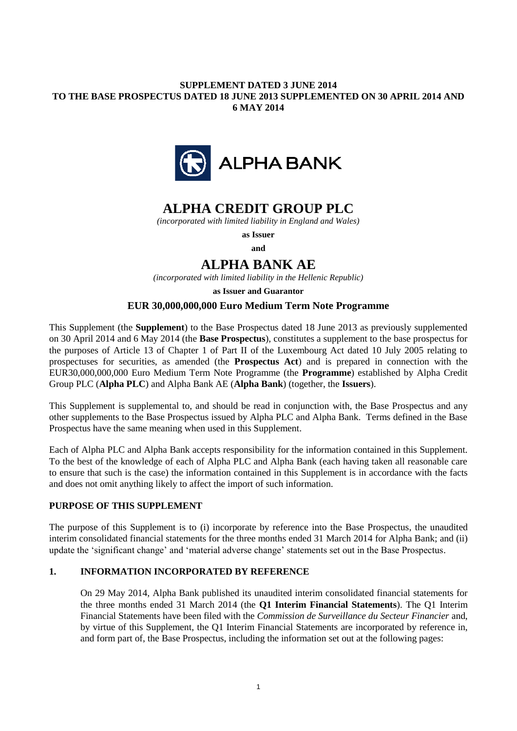**SUPPLEMENT DATED 3 JUNE 2014**
**TO THE BASE PROSPECTUS DATED 18 JUNE 2013 SUPPLEMENTED ON 30 APRIL 2014 AND 6 MAY 2014**

ALPHA BANK

# ALPHA CREDIT GROUP PLC

*(incorporated with limited liability in England and Wales)*

**as Issuer**

**and**

# ALPHA BANK AE

*(incorporated with limited liability in the Hellenic Republic)*

**as Issuer and Guarantor**

## EUR 30,000,000,000 Euro Medium Term Note Programme

This Supplement (the **Supplement**) to the Base Prospectus dated 18 June 2013 as previously supplemented on 30 April 2014 and 6 May 2014 (the **Base Prospectus**), constitutes a supplement to the base prospectus for the purposes of Article 13 of Chapter 1 of Part II of the Luxembourg Act dated 10 July 2005 relating to prospectuses for securities, as amended (the **Prospectus Act**) and is prepared in connection with the EUR30,000,000,000 Euro Medium Term Note Programme (the **Programme**) established by Alpha Credit Group PLC (**Alpha PLC**) and Alpha Bank AE (**Alpha Bank**) (together, the **Issuers**).

This Supplement is supplemental to, and should be read in conjunction with, the Base Prospectus and any other supplements to the Base Prospectus issued by Alpha PLC and Alpha Bank. Terms defined in the Base Prospectus have the same meaning when used in this Supplement.

Each of Alpha PLC and Alpha Bank accepts responsibility for the information contained in this Supplement. To the best of the knowledge of each of Alpha PLC and Alpha Bank (each having taken all reasonable care to ensure that such is the case) the information contained in this Supplement is in accordance with the facts and does not omit anything likely to affect the import of such information.

### PURPOSE OF THIS SUPPLEMENT

The purpose of this Supplement is to (i) incorporate by reference into the Base Prospectus, the unaudited interim consolidated financial statements for the three months ended 31 March 2014 for Alpha Bank; and (ii) update the 'significant change' and 'material adverse change' statements set out in the Base Prospectus.

### 1. INFORMATION INCORPORATED BY REFERENCE

On 29 May 2014, Alpha Bank published its unaudited interim consolidated financial statements for the three months ended 31 March 2014 (the **Q1 Interim Financial Statements**). The Q1 Interim Financial Statements have been filed with the *Commission de Surveillance du Secteur Financier* and, by virtue of this Supplement, the Q1 Interim Financial Statements are incorporated by reference in, and form part of, the Base Prospectus, including the information set out at the following pages: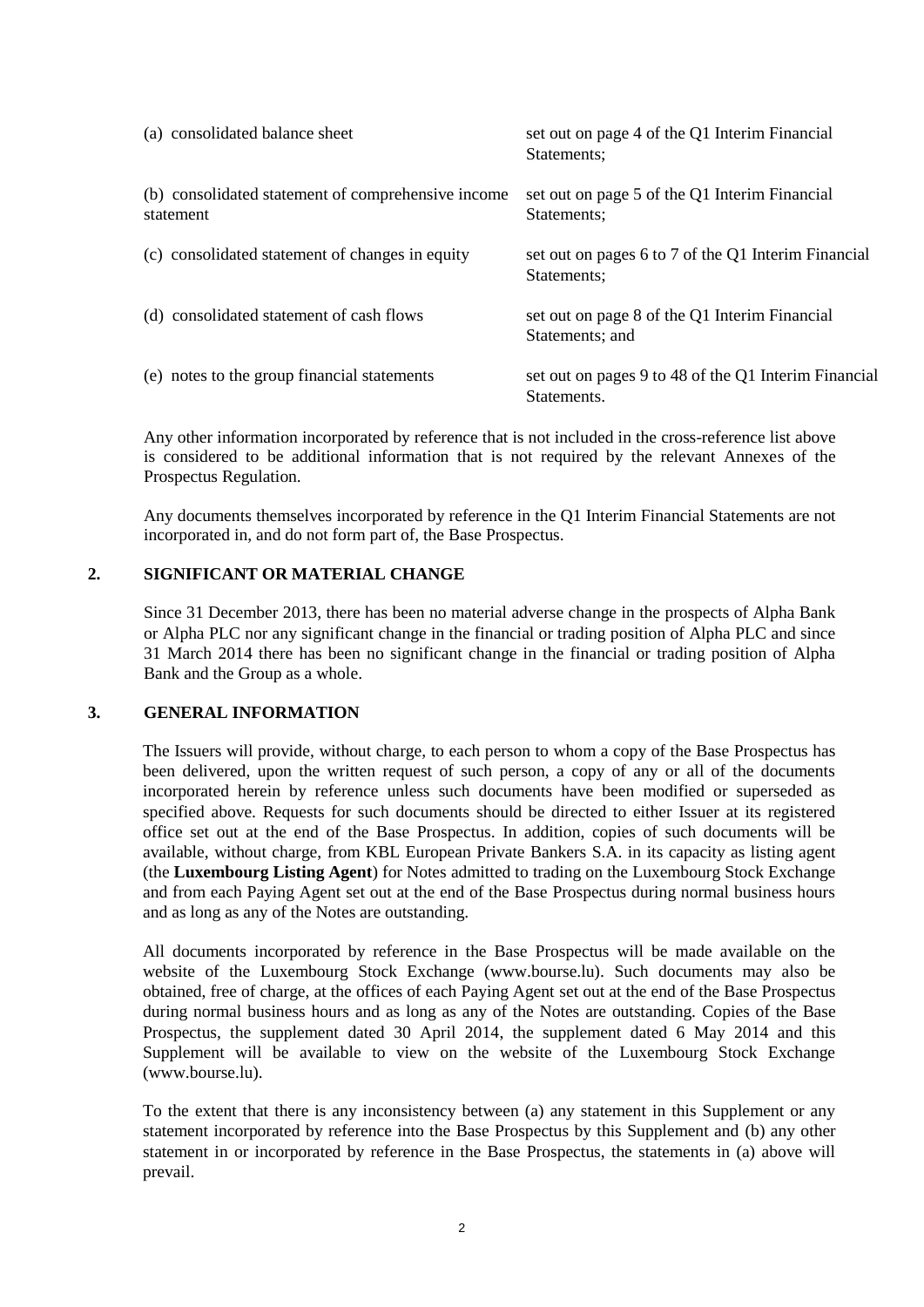| | |
|---|---|
| (a) consolidated balance sheet | set out on page 4 of the Q1 Interim Financial Statements; |
| (b) consolidated statement of comprehensive income statement | set out on page 5 of the Q1 Interim Financial Statements; |
| (c) consolidated statement of changes in equity | set out on pages 6 to 7 of the Q1 Interim Financial Statements; |
| (d) consolidated statement of cash flows | set out on page 8 of the Q1 Interim Financial Statements; and |
| (e) notes to the group financial statements | set out on pages 9 to 48 of the Q1 Interim Financial Statements. |

Any other information incorporated by reference that is not included in the cross-reference list above is considered to be additional information that is not required by the relevant Annexes of the Prospectus Regulation.

Any documents themselves incorporated by reference in the Q1 Interim Financial Statements are not incorporated in, and do not form part of, the Base Prospectus.

## 2. SIGNIFICANT OR MATERIAL CHANGE

Since 31 December 2013, there has been no material adverse change in the prospects of Alpha Bank or Alpha PLC nor any significant change in the financial or trading position of Alpha PLC and since 31 March 2014 there has been no significant change in the financial or trading position of Alpha Bank and the Group as a whole.

## 3. GENERAL INFORMATION

The Issuers will provide, without charge, to each person to whom a copy of the Base Prospectus has been delivered, upon the written request of such person, a copy of any or all of the documents incorporated herein by reference unless such documents have been modified or superseded as specified above. Requests for such documents should be directed to either Issuer at its registered office set out at the end of the Base Prospectus. In addition, copies of such documents will be available, without charge, from KBL European Private Bankers S.A. in its capacity as listing agent (the **Luxembourg Listing Agent**) for Notes admitted to trading on the Luxembourg Stock Exchange and from each Paying Agent set out at the end of the Base Prospectus during normal business hours and as long as any of the Notes are outstanding.

All documents incorporated by reference in the Base Prospectus will be made available on the website of the Luxembourg Stock Exchange (www.bourse.lu). Such documents may also be obtained, free of charge, at the offices of each Paying Agent set out at the end of the Base Prospectus during normal business hours and as long as any of the Notes are outstanding. Copies of the Base Prospectus, the supplement dated 30 April 2014, the supplement dated 6 May 2014 and this Supplement will be available to view on the website of the Luxembourg Stock Exchange (www.bourse.lu).

To the extent that there is any inconsistency between (a) any statement in this Supplement or any statement incorporated by reference into the Base Prospectus by this Supplement and (b) any other statement in or incorporated by reference in the Base Prospectus, the statements in (a) above will prevail.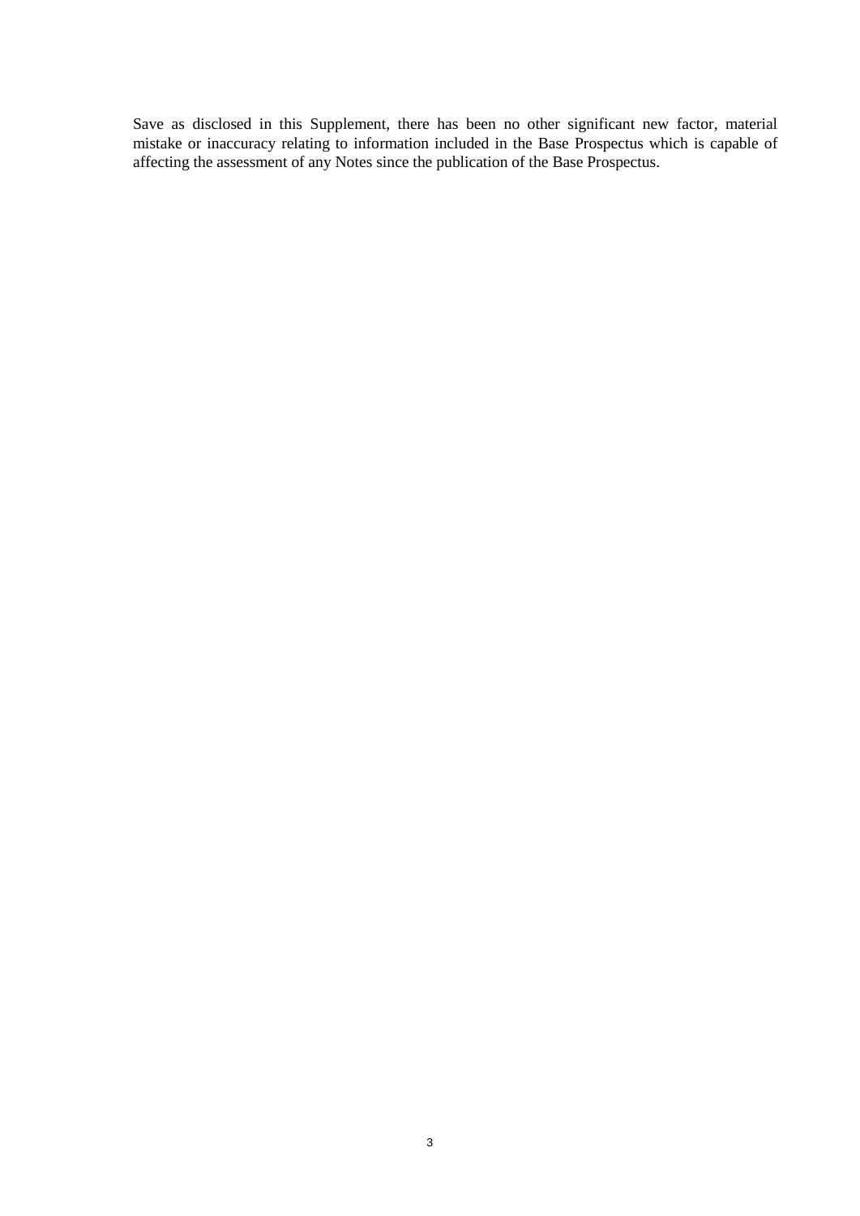Save as disclosed in this Supplement, there has been no other significant new factor, material mistake or inaccuracy relating to information included in the Base Prospectus which is capable of affecting the assessment of any Notes since the publication of the Base Prospectus.